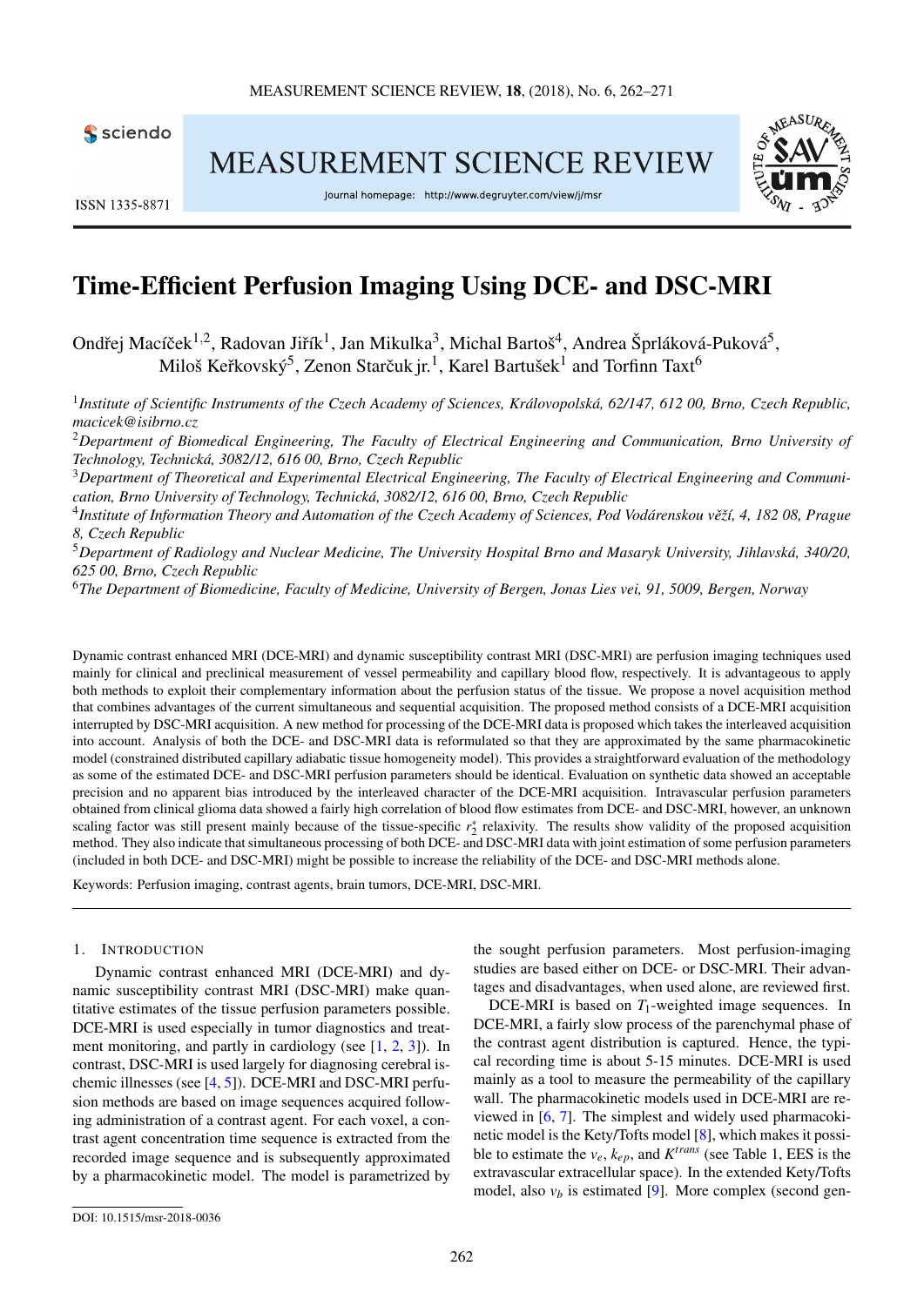# Time-Efficient Perfusion Imaging Using DCE- and DSC-MRI

Ondřej Macíček[1,2], Radovan Jiřík[1], Jan Mikulka[3], Michal Bartoš[4], Andrea Šprláková-Puková[5], Miloš Keřkovský[5], Zenon Starčuk jr.[1], Karel Bartušek[1] and Torfinn Taxt[6]

[1]*Institute of Scientific Instruments of the Czech Academy of Sciences, Královopolská, 62/147, 612 00, Brno, Czech Republic, macicek@isibrno.cz*

[2]*Department of Biomedical Engineering, The Faculty of Electrical Engineering and Communication, Brno University of Technology, Technická, 3082/12, 616 00, Brno, Czech Republic*

[3]*Department of Theoretical and Experimental Electrical Engineering, The Faculty of Electrical Engineering and Communication, Brno University of Technology, Technická, 3082/12, 616 00, Brno, Czech Republic*

[4]*Institute of Information Theory and Automation of the Czech Academy of Sciences, Pod Vodárenskou věží, 4, 182 08, Prague 8, Czech Republic*

[5]*Department of Radiology and Nuclear Medicine, The University Hospital Brno and Masaryk University, Jihlavská, 340/20, 625 00, Brno, Czech Republic*

[6]*The Department of Biomedicine, Faculty of Medicine, University of Bergen, Jonas Lies vei, 91, 5009, Bergen, Norway*

Dynamic contrast enhanced MRI (DCE-MRI) and dynamic susceptibility contrast MRI (DSC-MRI) are perfusion imaging techniques used mainly for clinical and preclinical measurement of vessel permeability and capillary blood flow, respectively. It is advantageous to apply both methods to exploit their complementary information about the perfusion status of the tissue. We propose a novel acquisition method that combines advantages of the current simultaneous and sequential acquisition. The proposed method consists of a DCE-MRI acquisition interrupted by DSC-MRI acquisition. A new method for processing of the DCE-MRI data is proposed which takes the interleaved acquisition into account. Analysis of both the DCE- and DSC-MRI data is reformulated so that they are approximated by the same pharmacokinetic model (constrained distributed capillary adiabatic tissue homogeneity model). This provides a straightforward evaluation of the methodology as some of the estimated DCE- and DSC-MRI perfusion parameters should be identical. Evaluation on synthetic data showed an acceptable precision and no apparent bias introduced by the interleaved character of the DCE-MRI acquisition. Intravascular perfusion parameters obtained from clinical glioma data showed a fairly high correlation of blood flow estimates from DCE- and DSC-MRI, however, an unknown scaling factor was still present mainly because of the tissue-specific $r_2^*$ relaxivity. The results show validity of the proposed acquisition method. They also indicate that simultaneous processing of both DCE- and DSC-MRI data with joint estimation of some perfusion parameters (included in both DCE- and DSC-MRI) might be possible to increase the reliability of the DCE- and DSC-MRI methods alone.

Keywords: Perfusion imaging, contrast agents, brain tumors, DCE-MRI, DSC-MRI.

## 1. Introduction

Dynamic contrast enhanced MRI (DCE-MRI) and dynamic susceptibility contrast MRI (DSC-MRI) make quantitative estimates of the tissue perfusion parameters possible. DCE-MRI is used especially in tumor diagnostics and treatment monitoring, and partly in cardiology (see [1, 2, 3]). In contrast, DSC-MRI is used largely for diagnosing cerebral ischemic illnesses (see [4, 5]). DCE-MRI and DSC-MRI perfusion methods are based on image sequences acquired following administration of a contrast agent. For each voxel, a contrast agent concentration time sequence is extracted from the recorded image sequence and is subsequently approximated by a pharmacokinetic model. The model is parametrized by the sought perfusion parameters. Most perfusion-imaging studies are based either on DCE- or DSC-MRI. Their advantages and disadvantages, when used alone, are reviewed first.

DCE-MRI is based on $T_1$-weighted image sequences. In DCE-MRI, a fairly slow process of the parenchymal phase of the contrast agent distribution is captured. Hence, the typical recording time is about 5-15 minutes. DCE-MRI is used mainly as a tool to measure the permeability of the capillary wall. The pharmacokinetic models used in DCE-MRI are reviewed in [6, 7]. The simplest and widely used pharmacokinetic model is the Kety/Tofts model [8], which makes it possible to estimate the $v_e$, $k_{ep}$, and $K^{trans}$ (see Table 1, EES is the extravascular extracellular space). In the extended Kety/Tofts model, also $v_b$ is estimated [9]. More complex (second gen-

DOI: 10.1515/msr-2018-0036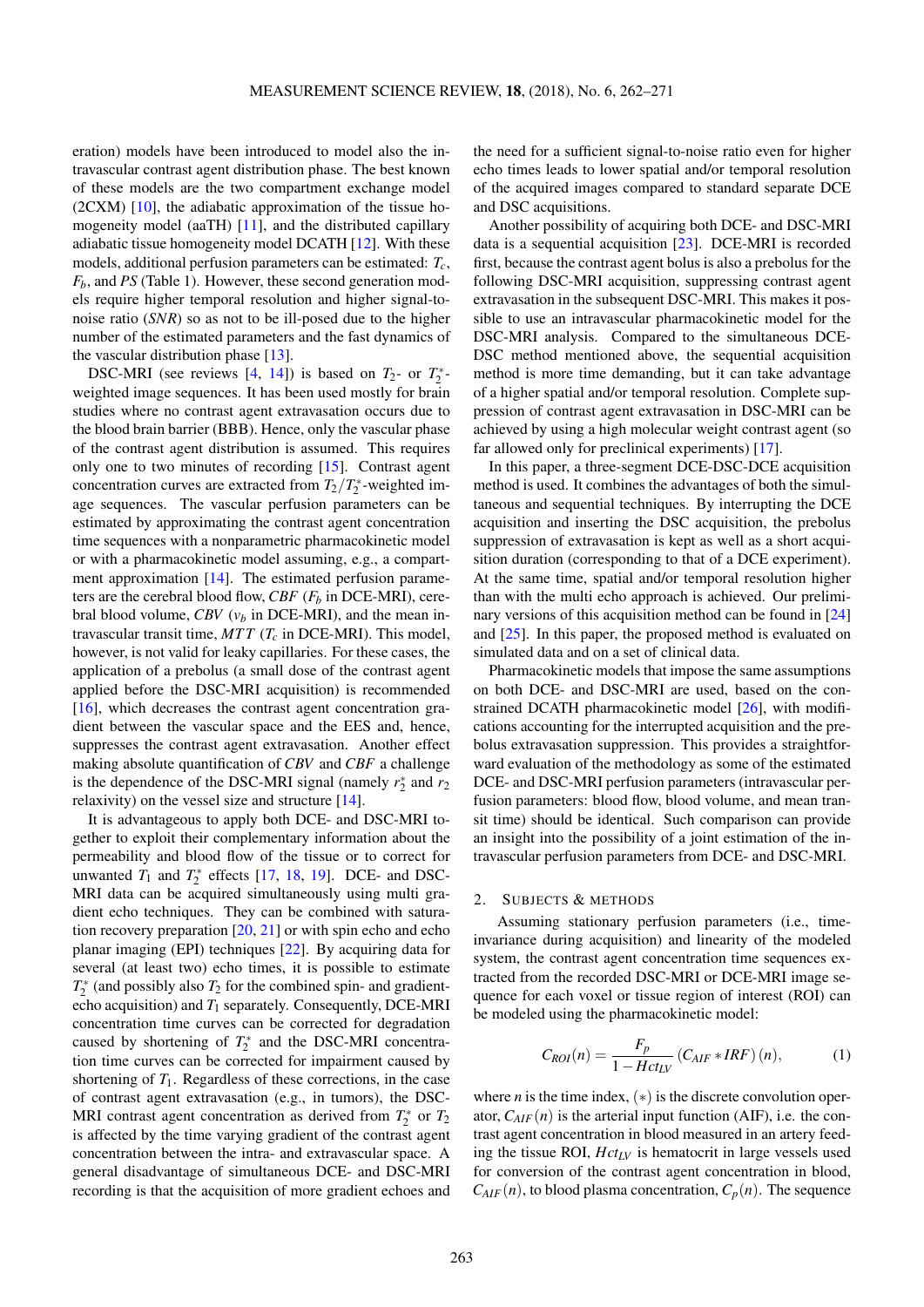eration) models have been introduced to model also the intravascular contrast agent distribution phase. The best known of these models are the two compartment exchange model (2CXM) [10], the adiabatic approximation of the tissue homogeneity model (aaTH) [11], and the distributed capillary adiabatic tissue homogeneity model DCATH [12]. With these models, additional perfusion parameters can be estimated: $T_c$, $F_b$, and $PS$ (Table 1). However, these second generation models require higher temporal resolution and higher signal-to-noise ratio ($SNR$) so as not to be ill-posed due to the higher number of the estimated parameters and the fast dynamics of the vascular distribution phase [13].

DSC-MRI (see reviews [4, 14]) is based on $T_2$- or $T_2^*$-weighted image sequences. It has been used mostly for brain studies where no contrast agent extravasation occurs due to the blood brain barrier (BBB). Hence, only the vascular phase of the contrast agent distribution is assumed. This requires only one to two minutes of recording [15]. Contrast agent concentration curves are extracted from $T_2/T_2^*$-weighted image sequences. The vascular perfusion parameters can be estimated by approximating the contrast agent concentration time sequences with a nonparametric pharmacokinetic model or with a pharmacokinetic model assuming, e.g., a compartment approximation [14]. The estimated perfusion parameters are the cerebral blood flow, $CBF$ ($F_b$ in DCE-MRI), cerebral blood volume, $CBV$ ($v_b$ in DCE-MRI), and the mean intravascular transit time, $MTT$ ($T_c$ in DCE-MRI). This model, however, is not valid for leaky capillaries. For these cases, the application of a prebolus (a small dose of the contrast agent applied before the DSC-MRI acquisition) is recommended [16], which decreases the contrast agent concentration gradient between the vascular space and the EES and, hence, suppresses the contrast agent extravasation. Another effect making absolute quantification of $CBV$ and $CBF$ a challenge is the dependence of the DSC-MRI signal (namely $r_2^*$ and $r_2$ relaxivity) on the vessel size and structure [14].

It is advantageous to apply both DCE- and DSC-MRI together to exploit their complementary information about the permeability and blood flow of the tissue or to correct for unwanted $T_1$ and $T_2^*$ effects [17, 18, 19]. DCE- and DSC-MRI data can be acquired simultaneously using multi gradient echo techniques. They can be combined with saturation recovery preparation [20, 21] or with spin echo and echo planar imaging (EPI) techniques [22]. By acquiring data for several (at least two) echo times, it is possible to estimate $T_2^*$ (and possibly also $T_2$ for the combined spin- and gradient-echo acquisition) and $T_1$ separately. Consequently, DCE-MRI concentration time curves can be corrected for degradation caused by shortening of $T_2^*$ and the DSC-MRI concentration time curves can be corrected for impairment caused by shortening of $T_1$. Regardless of these corrections, in the case of contrast agent extravasation (e.g., in tumors), the DSC-MRI contrast agent concentration as derived from $T_2^*$ or $T_2$ is affected by the time varying gradient of the contrast agent concentration between the intra- and extravascular space. A general disadvantage of simultaneous DCE- and DSC-MRI recording is that the acquisition of more gradient echoes and the need for a sufficient signal-to-noise ratio even for higher echo times leads to lower spatial and/or temporal resolution of the acquired images compared to standard separate DCE and DSC acquisitions.

Another possibility of acquiring both DCE- and DSC-MRI data is a sequential acquisition [23]. DCE-MRI is recorded first, because the contrast agent bolus is also a prebolus for the following DSC-MRI acquisition, suppressing contrast agent extravasation in the subsequent DSC-MRI. This makes it possible to use an intravascular pharmacokinetic model for the DSC-MRI analysis. Compared to the simultaneous DCE-DSC method mentioned above, the sequential acquisition method is more time demanding, but it can take advantage of a higher spatial and/or temporal resolution. Complete suppression of contrast agent extravasation in DSC-MRI can be achieved by using a high molecular weight contrast agent (so far allowed only for preclinical experiments) [17].

In this paper, a three-segment DCE-DSC-DCE acquisition method is used. It combines the advantages of both the simultaneous and sequential techniques. By interrupting the DCE acquisition and inserting the DSC acquisition, the prebolus suppression of extravasation is kept as well as a short acquisition duration (corresponding to that of a DCE experiment). At the same time, spatial and/or temporal resolution higher than with the multi echo approach is achieved. Our preliminary versions of this acquisition method can be found in [24] and [25]. In this paper, the proposed method is evaluated on simulated data and on a set of clinical data.

Pharmacokinetic models that impose the same assumptions on both DCE- and DSC-MRI are used, based on the constrained DCATH pharmacokinetic model [26], with modifications accounting for the interrupted acquisition and the prebolus extravasation suppression. This provides a straightforward evaluation of the methodology as some of the estimated DCE- and DSC-MRI perfusion parameters (intravascular perfusion parameters: blood flow, blood volume, and mean transit time) should be identical. Such comparison can provide an insight into the possibility of a joint estimation of the intravascular perfusion parameters from DCE- and DSC-MRI.

## 2. Subjects & methods

Assuming stationary perfusion parameters (i.e., time-invariance during acquisition) and linearity of the modeled system, the contrast agent concentration time sequences extracted from the recorded DSC-MRI or DCE-MRI image sequence for each voxel or tissue region of interest (ROI) can be modeled using the pharmacokinetic model:

$$C_{ROI}(n) = \frac{F_p}{1 - Hct_{LV}} \left(C_{AIF} * IRF\right)(n), \tag{1}$$

where $n$ is the time index, $(*)$ is the discrete convolution operator, $C_{AIF}(n)$ is the arterial input function (AIF), i.e. the contrast agent concentration in blood measured in an artery feeding the tissue ROI, $Hct_{LV}$ is hematocrit in large vessels used for conversion of the contrast agent concentration in blood, $C_{AIF}(n)$, to blood plasma concentration, $C_p(n)$. The sequence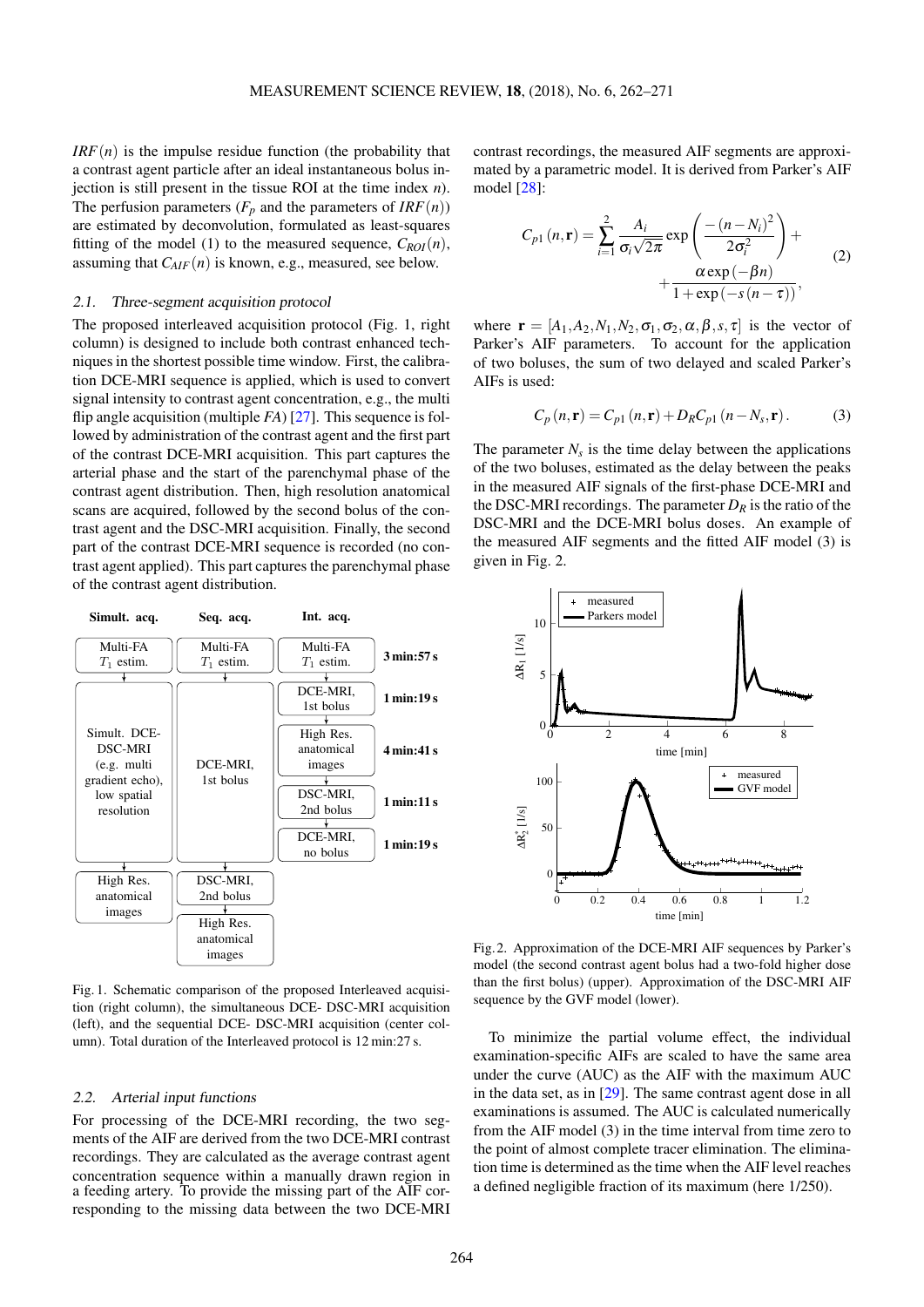$IRF(n)$ is the impulse residue function (the probability that a contrast agent particle after an ideal instantaneous bolus injection is still present in the tissue ROI at the time index $n$). The perfusion parameters ($F_p$ and the parameters of $IRF(n)$) are estimated by deconvolution, formulated as least-squares fitting of the model (1) to the measured sequence, $C_{ROI}(n)$, assuming that $C_{AIF}(n)$ is known, e.g., measured, see below.

### 2.1. Three-segment acquisition protocol

The proposed interleaved acquisition protocol (Fig. 1, right column) is designed to include both contrast enhanced techniques in the shortest possible time window. First, the calibration DCE-MRI sequence is applied, which is used to convert signal intensity to contrast agent concentration, e.g., the multi flip angle acquisition (multiple *FA*) [27]. This sequence is followed by administration of the contrast agent and the first part of the contrast DCE-MRI acquisition. This part captures the arterial phase and the start of the parenchymal phase of the contrast agent distribution. Then, high resolution anatomical scans are acquired, followed by the second bolus of the contrast agent and the DSC-MRI acquisition. Finally, the second part of the contrast DCE-MRI sequence is recorded (no contrast agent applied). This part captures the parenchymal phase of the contrast agent distribution.

| Simult. acq. | Seq. acq. | Int. acq. | |
|---|---|---|---|
| Multi-FA $T_1$ estim. | Multi-FA $T_1$ estim. | Multi-FA $T_1$ estim. | **3 min:57 s** |
| Simult. DCE-DSC-MRI (e.g. multi gradient echo), low spatial resolution | DCE-MRI, 1st bolus | DCE-MRI, 1st bolus | **1 min:19 s** |
| | | High Res. anatomical images | **4 min:41 s** |
| | | DSC-MRI, 2nd bolus | **1 min:11 s** |
| | | DCE-MRI, no bolus | **1 min:19 s** |
| High Res. anatomical images | DSC-MRI, 2nd bolus | | |
| | High Res. anatomical images | | |

Fig. 1. Schematic comparison of the proposed Interleaved acquisition (right column), the simultaneous DCE- DSC-MRI acquisition (left), and the sequential DCE- DSC-MRI acquisition (center column). Total duration of the Interleaved protocol is 12 min:27 s.

### 2.2. Arterial input functions

For processing of the DCE-MRI recording, the two segments of the AIF are derived from the two DCE-MRI contrast recordings. They are calculated as the average contrast agent concentration sequence within a manually drawn region in a feeding artery. To provide the missing part of the AIF corresponding to the missing data between the two DCE-MRI contrast recordings, the measured AIF segments are approximated by a parametric model. It is derived from Parker's AIF model [28]:

$$C_{p1}(n,\mathbf{r}) = \sum_{i=1}^{2} \frac{A_i}{\sigma_i\sqrt{2\pi}} \exp\left(\frac{-(n-N_i)^2}{2\sigma_i^2}\right) + \frac{\alpha \exp(-\beta n)}{1+\exp(-s(n-\tau))}, \tag{2}$$

where $\mathbf{r} = [A_1, A_2, N_1, N_2, \sigma_1, \sigma_2, \alpha, \beta, s, \tau]$ is the vector of Parker's AIF parameters. To account for the application of two boluses, the sum of two delayed and scaled Parker's AIFs is used:

$$C_p(n,\mathbf{r}) = C_{p1}(n,\mathbf{r}) + D_R C_{p1}(n-N_s,\mathbf{r}). \tag{3}$$

The parameter $N_s$ is the time delay between the applications of the two boluses, estimated as the delay between the peaks in the measured AIF signals of the first-phase DCE-MRI and the DSC-MRI recordings. The parameter $D_R$ is the ratio of the DSC-MRI and the DCE-MRI bolus doses. An example of the measured AIF segments and the fitted AIF model (3) is given in Fig. 2.

Fig. 2. Approximation of the DCE-MRI AIF sequences by Parker's model (the second contrast agent bolus had a two-fold higher dose than the first bolus) (upper). Approximation of the DSC-MRI AIF sequence by the GVF model (lower).

To minimize the partial volume effect, the individual examination-specific AIFs are scaled to have the same area under the curve (AUC) as the AIF with the maximum AUC in the data set, as in [29]. The same contrast agent dose in all examinations is assumed. The AUC is calculated numerically from the AIF model (3) in the time interval from time zero to the point of almost complete tracer elimination. The elimination time is determined as the time when the AIF level reaches a defined negligible fraction of its maximum (here 1/250).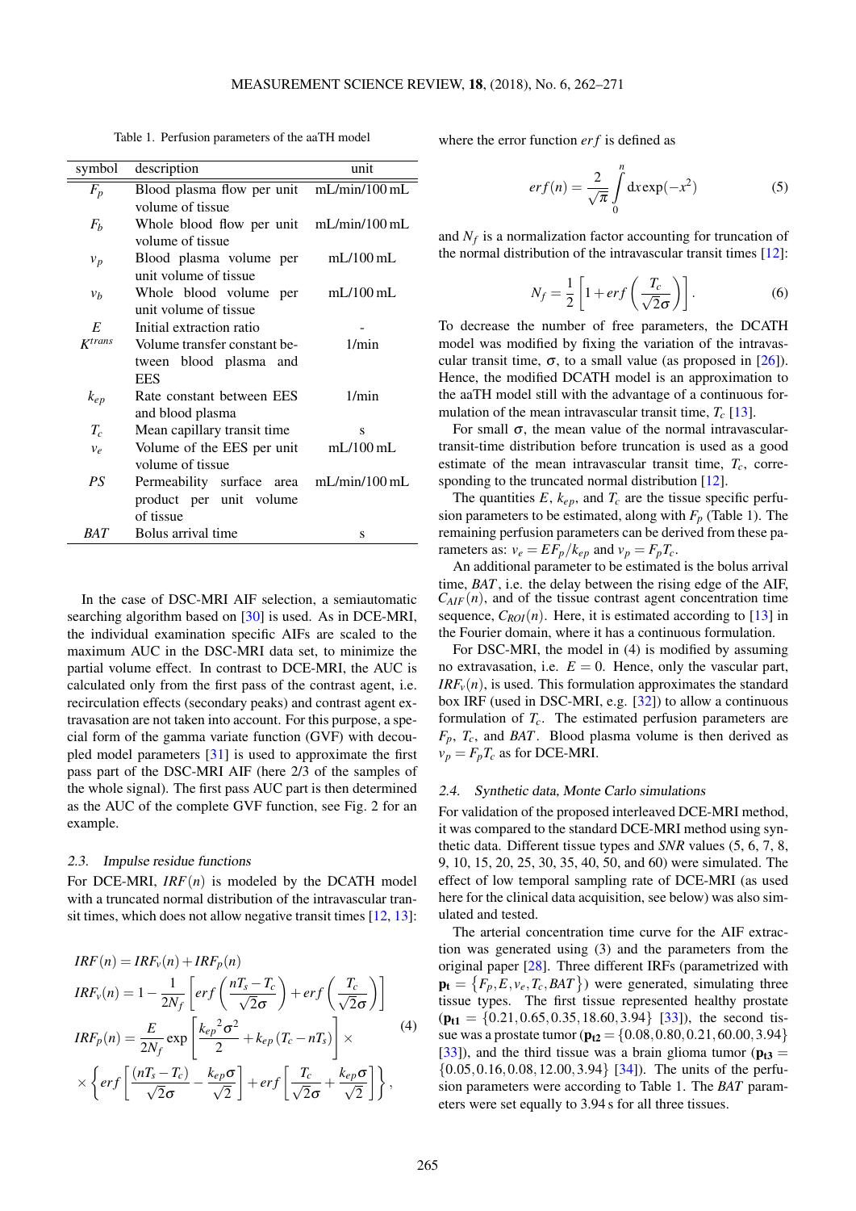Table 1. Perfusion parameters of the aaTH model

| symbol | description | unit |
|---|---|---|
| $F_p$ | Blood plasma flow per unit volume of tissue | mL/min/100 mL |
| $F_b$ | Whole blood flow per unit volume of tissue | mL/min/100 mL |
| $v_p$ | Blood plasma volume per unit volume of tissue | mL/100 mL |
| $v_b$ | Whole blood volume per unit volume of tissue | mL/100 mL |
| $E$ | Initial extraction ratio | - |
| $K^{trans}$ | Volume transfer constant between blood plasma and EES | 1/min |
| $k_{ep}$ | Rate constant between EES and blood plasma | 1/min |
| $T_c$ | Mean capillary transit time | s |
| $v_e$ | Volume of the EES per unit volume of tissue | mL/100 mL |
| $PS$ | Permeability surface area product per unit volume of tissue | mL/min/100 mL |
| $BAT$ | Bolus arrival time | s |

In the case of DSC-MRI AIF selection, a semiautomatic searching algorithm based on [30] is used. As in DCE-MRI, the individual examination specific AIFs are scaled to the maximum AUC in the DSC-MRI data set, to minimize the partial volume effect. In contrast to DCE-MRI, the AUC is calculated only from the first pass of the contrast agent, i.e. recirculation effects (secondary peaks) and contrast agent extravasation are not taken into account. For this purpose, a special form of the gamma variate function (GVF) with decoupled model parameters [31] is used to approximate the first pass part of the DSC-MRI AIF (here 2/3 of the samples of the whole signal). The first pass AUC part is then determined as the AUC of the complete GVF function, see Fig. 2 for an example.

### 2.3. Impulse residue functions

For DCE-MRI, $IRF(n)$ is modeled by the DCATH model with a truncated normal distribution of the intravascular transit times, which does not allow negative transit times [12, 13]:

$$
\begin{aligned}
IRF(n) &= IRF_v(n) + IRF_p(n) \\
IRF_v(n) &= 1 - \frac{1}{2N_f}\left[erf\left(\frac{nT_s - T_c}{\sqrt{2}\sigma}\right) + erf\left(\frac{T_c}{\sqrt{2}\sigma}\right)\right] \\
IRF_p(n) &= \frac{E}{2N_f}\exp\left[\frac{{k_{ep}}^2\sigma^2}{2} + k_{ep}\left(T_c - nT_s\right)\right] \times \\
&\times \left\{erf\left[\frac{(nT_s - T_c)}{\sqrt{2}\sigma} - \frac{k_{ep}\sigma}{\sqrt{2}}\right] + erf\left[\frac{T_c}{\sqrt{2}\sigma} + \frac{k_{ep}\sigma}{\sqrt{2}}\right]\right\},
\end{aligned}
\tag{4}
$$

where the error function $erf$ is defined as

$$
erf(n) = \frac{2}{\sqrt{\pi}}\int_0^n dx \exp(-x^2) \tag{5}
$$

and $N_f$ is a normalization factor accounting for truncation of the normal distribution of the intravascular transit times [12]:

$$
N_f = \frac{1}{2}\left[1 + erf\left(\frac{T_c}{\sqrt{2}\sigma}\right)\right]. \tag{6}
$$

To decrease the number of free parameters, the DCATH model was modified by fixing the variation of the intravascular transit time, $\sigma$, to a small value (as proposed in [26]). Hence, the modified DCATH model is an approximation to the aaTH model still with the advantage of a continuous formulation of the mean intravascular transit time, $T_c$ [13].

For small $\sigma$, the mean value of the normal intravascular-transit-time distribution before truncation is used as a good estimate of the mean intravascular transit time, $T_c$, corresponding to the truncated normal distribution [12].

The quantities $E$, $k_{ep}$, and $T_c$ are the tissue specific perfusion parameters to be estimated, along with $F_p$ (Table 1). The remaining perfusion parameters can be derived from these parameters: $v_e = EF_p/k_{ep}$ and $v_p = F_pT_c$.

An additional parameter to be estimated is the bolus arrival time, $BAT$, i.e. the delay between the rising edge of the AIF, $C_{AIF}(n)$, and of the tissue contrast agent concentration time sequence, $C_{ROI}(n)$. Here, it is estimated according to [13] in the Fourier domain, where it has a continuous formulation.

For DSC-MRI, the model in (4) is modified by assuming no extravasation, i.e. $E = 0$. Hence, only the vascular part, $IRF_v(n)$, is used. This formulation approximates the standard box IRF (used in DSC-MRI, e.g. [32]) to allow a continuous formulation of $T_c$. The estimated perfusion parameters are $F_p$, $T_c$, and $BAT$. Blood plasma volume is then derived as $v_p = F_pT_c$ as for DCE-MRI.

### 2.4. Synthetic data, Monte Carlo simulations

For validation of the proposed interleaved DCE-MRI method, it was compared to the standard DCE-MRI method using synthetic data. Different tissue types and $SNR$ values (5, 6, 7, 8, 9, 10, 15, 20, 25, 30, 35, 40, 50, and 60) were simulated. The effect of low temporal sampling rate of DCE-MRI (as used here for the clinical data acquisition, see below) was also simulated and tested.

The arterial concentration time curve for the AIF extraction was generated using (3) and the parameters from the original paper [28]. Three different IRFs (parametrized with $\mathbf{p_t} = \{F_p, E, v_e, T_c, BAT\}$) were generated, simulating three tissue types. The first tissue represented healthy prostate ($\mathbf{p_{t1}} = \{0.21, 0.65, 0.35, 18.60, 3.94\}$ [33]), the second tissue was a prostate tumor ($\mathbf{p_{t2}} = \{0.08, 0.80, 0.21, 60.00, 3.94\}$ [33]), and the third tissue was a brain glioma tumor ($\mathbf{p_{t3}} = \{0.05, 0.16, 0.08, 12.00, 3.94\}$ [34]). The units of the perfusion parameters were according to Table 1. The $BAT$ parameters were set equally to 3.94 s for all three tissues.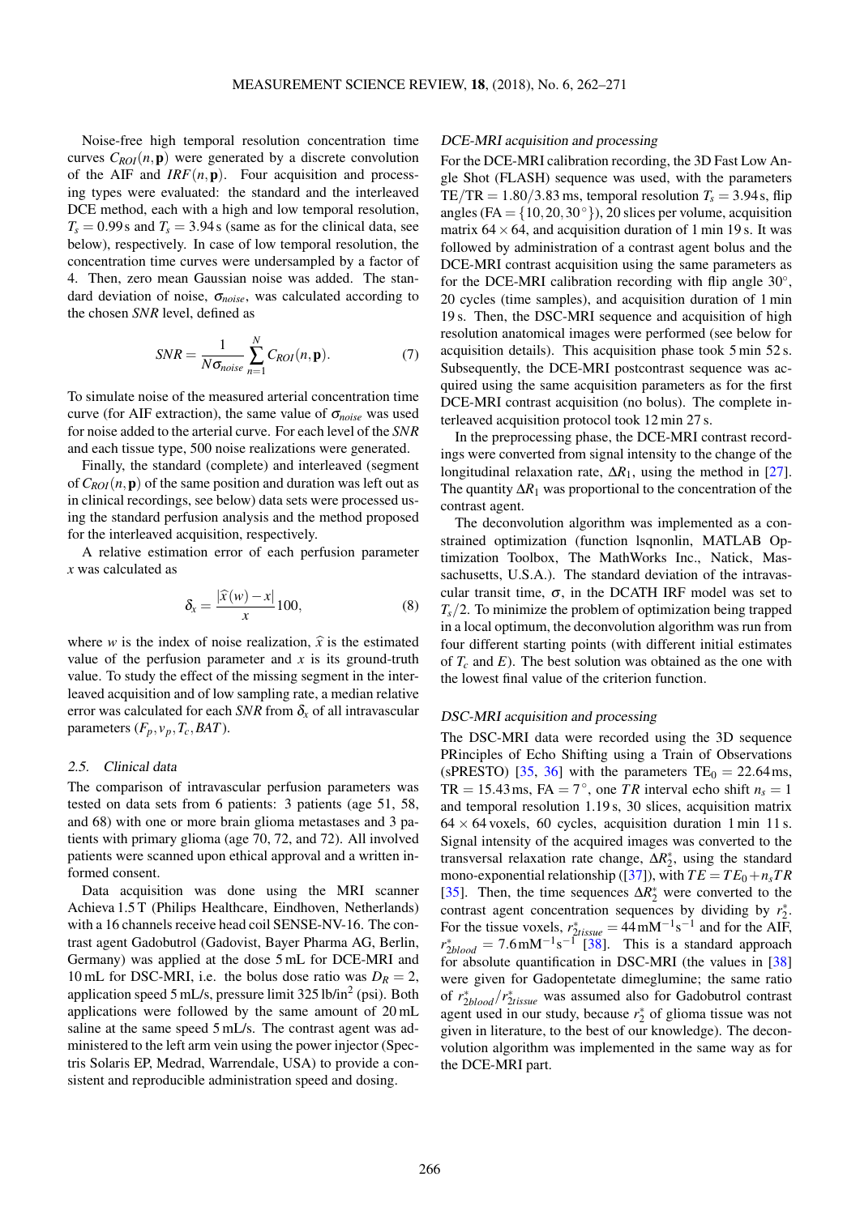Noise-free high temporal resolution concentration time curves $C_{ROI}(n,\mathbf{p})$ were generated by a discrete convolution of the AIF and $IRF(n,\mathbf{p})$. Four acquisition and processing types were evaluated: the standard and the interleaved DCE method, each with a high and low temporal resolution, $T_s = 0.99$ s and $T_s = 3.94$ s (same as for the clinical data, see below), respectively. In case of low temporal resolution, the concentration time curves were undersampled by a factor of 4. Then, zero mean Gaussian noise was added. The standard deviation of noise, $\sigma_{noise}$, was calculated according to the chosen *SNR* level, defined as

$$SNR = \frac{1}{N\sigma_{noise}} \sum_{n=1}^{N} C_{ROI}(n,\mathbf{p}). \tag{7}$$

To simulate noise of the measured arterial concentration time curve (for AIF extraction), the same value of $\sigma_{noise}$ was used for noise added to the arterial curve. For each level of the *SNR* and each tissue type, 500 noise realizations were generated.

Finally, the standard (complete) and interleaved (segment of $C_{ROI}(n,\mathbf{p})$ of the same position and duration was left out as in clinical recordings, see below) data sets were processed using the standard perfusion analysis and the method proposed for the interleaved acquisition, respectively.

A relative estimation error of each perfusion parameter $x$ was calculated as

$$\delta_x = \frac{|\widehat{x}(w) - x|}{x} 100, \tag{8}$$

where $w$ is the index of noise realization, $\widehat{x}$ is the estimated value of the perfusion parameter and $x$ is its ground-truth value. To study the effect of the missing segment in the interleaved acquisition and of low sampling rate, a median relative error was calculated for each *SNR* from $\delta_x$ of all intravascular parameters $(F_p, v_p, T_c, BAT)$.

## 2.5. Clinical data

The comparison of intravascular perfusion parameters was tested on data sets from 6 patients: 3 patients (age 51, 58, and 68) with one or more brain glioma metastases and 3 patients with primary glioma (age 70, 72, and 72). All involved patients were scanned upon ethical approval and a written informed consent.

Data acquisition was done using the MRI scanner Achieva 1.5 T (Philips Healthcare, Eindhoven, Netherlands) with a 16 channels receive head coil SENSE-NV-16. The contrast agent Gadobutrol (Gadovist, Bayer Pharma AG, Berlin, Germany) was applied at the dose 5 mL for DCE-MRI and 10 mL for DSC-MRI, i.e. the bolus dose ratio was $D_R = 2$, application speed 5 mL/s, pressure limit 325 lb/in$^2$ (psi). Both applications were followed by the same amount of 20 mL saline at the same speed 5 mL/s. The contrast agent was administered to the left arm vein using the power injector (Spectris Solaris EP, Medrad, Warrendale, USA) to provide a consistent and reproducible administration speed and dosing.

### DCE-MRI acquisition and processing

For the DCE-MRI calibration recording, the 3D Fast Low Angle Shot (FLASH) sequence was used, with the parameters TE/TR $= 1.80/3.83$ ms, temporal resolution $T_s = 3.94$ s, flip angles (FA $= \{10, 20, 30^\circ\}$), 20 slices per volume, acquisition matrix $64 \times 64$, and acquisition duration of 1 min 19 s. It was followed by administration of a contrast agent bolus and the DCE-MRI contrast acquisition using the same parameters as for the DCE-MRI calibration recording with flip angle $30^\circ$, 20 cycles (time samples), and acquisition duration of 1 min 19 s. Then, the DSC-MRI sequence and acquisition of high resolution anatomical images were performed (see below for acquisition details). This acquisition phase took 5 min 52 s. Subsequently, the DCE-MRI postcontrast sequence was acquired using the same acquisition parameters as for the first DCE-MRI contrast acquisition (no bolus). The complete interleaved acquisition protocol took 12 min 27 s.

In the preprocessing phase, the DCE-MRI contrast recordings were converted from signal intensity to the change of the longitudinal relaxation rate, $\Delta R_1$, using the method in [27]. The quantity $\Delta R_1$ was proportional to the concentration of the contrast agent.

The deconvolution algorithm was implemented as a constrained optimization (function lsqnonlin, MATLAB Optimization Toolbox, The MathWorks Inc., Natick, Massachusetts, U.S.A.). The standard deviation of the intravascular transit time, $\sigma$, in the DCATH IRF model was set to $T_s/2$. To minimize the problem of optimization being trapped in a local optimum, the deconvolution algorithm was run from four different starting points (with different initial estimates of $T_c$ and $E$). The best solution was obtained as the one with the lowest final value of the criterion function.

### DSC-MRI acquisition and processing

The DSC-MRI data were recorded using the 3D sequence PRinciples of Echo Shifting using a Train of Observations (sPRESTO) [35, 36] with the parameters TE$_0$ $= 22.64$ ms, TR $= 15.43$ ms, FA $= 7^\circ$, one $TR$ interval echo shift $n_s = 1$ and temporal resolution 1.19 s, 30 slices, acquisition matrix $64 \times 64$ voxels, 60 cycles, acquisition duration 1 min 11 s. Signal intensity of the acquired images was converted to the transversal relaxation rate change, $\Delta R_2^*$, using the standard mono-exponential relationship ([37]), with $TE = TE_0 + n_s TR$ [35]. Then, the time sequences $\Delta R_2^*$ were converted to the contrast agent concentration sequences by dividing by $r_2^*$. For the tissue voxels, $r_{2tissue}^* = 44\,\text{mM}^{-1}\text{s}^{-1}$ and for the AIF, $r_{2blood}^* = 7.6\,\text{mM}^{-1}\text{s}^{-1}$ [38]. This is a standard approach for absolute quantification in DSC-MRI (the values in [38] were given for Gadopentetate dimeglumine; the same ratio of $r_{2blood}^*/r_{2tissue}^*$ was assumed also for Gadobutrol contrast agent used in our study, because $r_2^*$ of glioma tissue was not given in literature, to the best of our knowledge). The deconvolution algorithm was implemented in the same way as for the DCE-MRI part.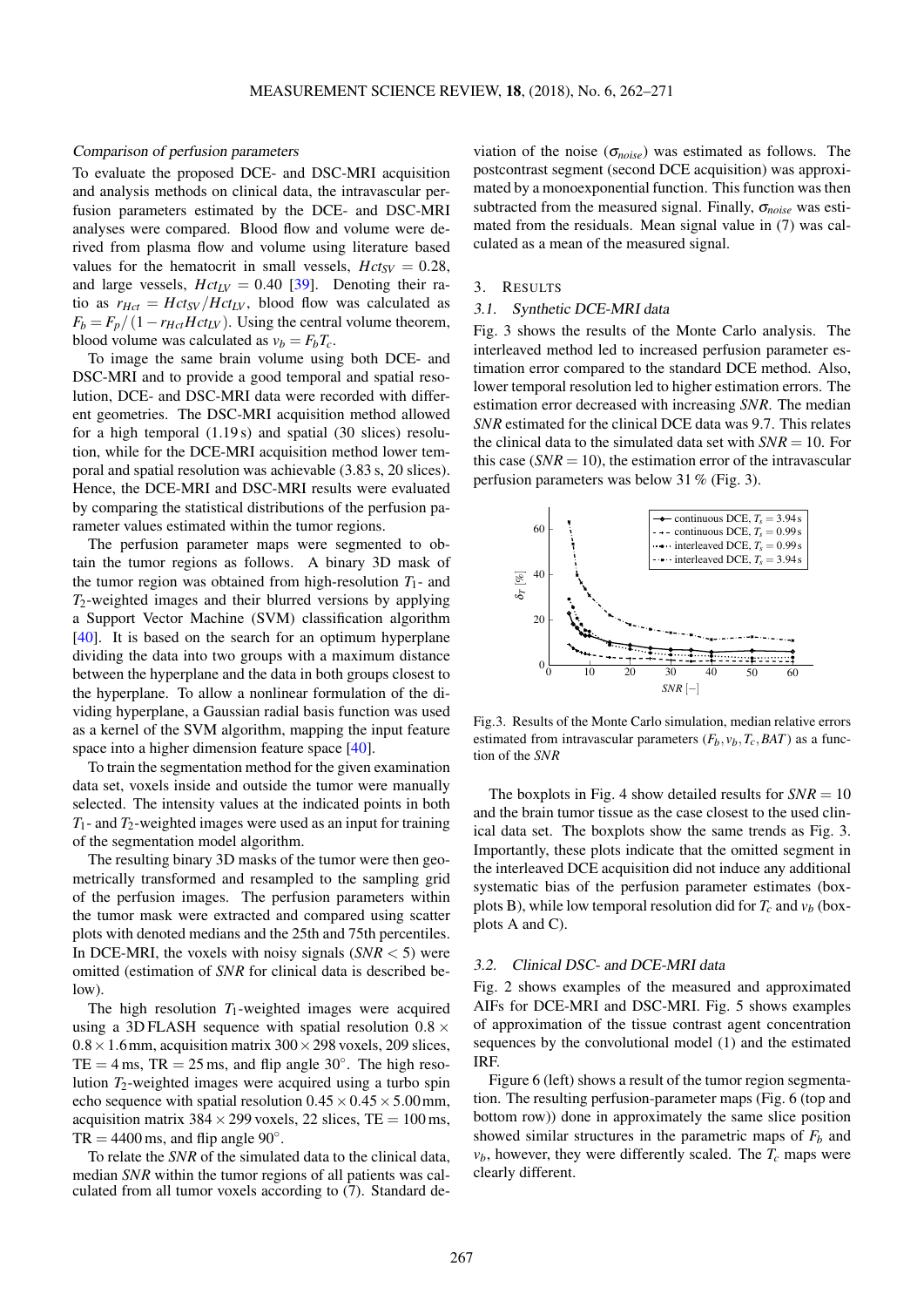### Comparison of perfusion parameters

To evaluate the proposed DCE- and DSC-MRI acquisition and analysis methods on clinical data, the intravascular perfusion parameters estimated by the DCE- and DSC-MRI analyses were compared. Blood flow and volume were derived from plasma flow and volume using literature based values for the hematocrit in small vessels, $Hct_{SV} = 0.28$, and large vessels, $Hct_{LV} = 0.40$ [39]. Denoting their ratio as $r_{Hct} = Hct_{SV}/Hct_{LV}$, blood flow was calculated as $F_b = F_p/(1 - r_{Hct}Hct_{LV})$. Using the central volume theorem, blood volume was calculated as $v_b = F_bT_c$.

To image the same brain volume using both DCE- and DSC-MRI and to provide a good temporal and spatial resolution, DCE- and DSC-MRI data were recorded with different geometries. The DSC-MRI acquisition method allowed for a high temporal (1.19 s) and spatial (30 slices) resolution, while for the DCE-MRI acquisition method lower temporal and spatial resolution was achievable (3.83 s, 20 slices). Hence, the DCE-MRI and DSC-MRI results were evaluated by comparing the statistical distributions of the perfusion parameter values estimated within the tumor regions.

The perfusion parameter maps were segmented to obtain the tumor regions as follows. A binary 3D mask of the tumor region was obtained from high-resolution $T_1$- and $T_2$-weighted images and their blurred versions by applying a Support Vector Machine (SVM) classification algorithm [40]. It is based on the search for an optimum hyperplane dividing the data into two groups with a maximum distance between the hyperplane and the data in both groups closest to the hyperplane. To allow a nonlinear formulation of the dividing hyperplane, a Gaussian radial basis function was used as a kernel of the SVM algorithm, mapping the input feature space into a higher dimension feature space [40].

To train the segmentation method for the given examination data set, voxels inside and outside the tumor were manually selected. The intensity values at the indicated points in both $T_1$- and $T_2$-weighted images were used as an input for training of the segmentation model algorithm.

The resulting binary 3D masks of the tumor were then geometrically transformed and resampled to the sampling grid of the perfusion images. The perfusion parameters within the tumor mask were extracted and compared using scatter plots with denoted medians and the 25th and 75th percentiles. In DCE-MRI, the voxels with noisy signals ($SNR < 5$) were omitted (estimation of $SNR$ for clinical data is described below).

The high resolution $T_1$-weighted images were acquired using a 3D FLASH sequence with spatial resolution $0.8 \times 0.8 \times 1.6$ mm, acquisition matrix $300 \times 298$ voxels, 209 slices, TE = 4 ms, TR = 25 ms, and flip angle 30°. The high resolution $T_2$-weighted images were acquired using a turbo spin echo sequence with spatial resolution $0.45 \times 0.45 \times 5.00$ mm, acquisition matrix $384 \times 299$ voxels, 22 slices, TE = 100 ms, TR = 4400 ms, and flip angle 90°.

To relate the $SNR$ of the simulated data to the clinical data, median $SNR$ within the tumor regions of all patients was calculated from all tumor voxels according to (7). Standard deviation of the noise ($\sigma_{noise}$) was estimated as follows. The postcontrast segment (second DCE acquisition) was approximated by a monoexponential function. This function was then subtracted from the measured signal. Finally, $\sigma_{noise}$ was estimated from the residuals. Mean signal value in (7) was calculated as a mean of the measured signal.

## 3. Results

### 3.1. Synthetic DCE-MRI data

Fig. 3 shows the results of the Monte Carlo analysis. The interleaved method led to increased perfusion parameter estimation error compared to the standard DCE method. Also, lower temporal resolution led to higher estimation errors. The estimation error decreased with increasing $SNR$. The median $SNR$ estimated for the clinical DCE data was 9.7. This relates the clinical data to the simulated data set with $SNR = 10$. For this case ($SNR = 10$), the estimation error of the intravascular perfusion parameters was below 31 % (Fig. 3).

Fig.3. Results of the Monte Carlo simulation, median relative errors estimated from intravascular parameters ($F_b, v_b, T_c, BAT$) as a function of the $SNR$

The boxplots in Fig. 4 show detailed results for $SNR = 10$ and the brain tumor tissue as the case closest to the used clinical data set. The boxplots show the same trends as Fig. 3. Importantly, these plots indicate that the omitted segment in the interleaved DCE acquisition did not induce any additional systematic bias of the perfusion parameter estimates (boxplots B), while low temporal resolution did for $T_c$ and $v_b$ (boxplots A and C).

### 3.2. Clinical DSC- and DCE-MRI data

Fig. 2 shows examples of the measured and approximated AIFs for DCE-MRI and DSC-MRI. Fig. 5 shows examples of approximation of the tissue contrast agent concentration sequences by the convolutional model (1) and the estimated IRF.

Figure 6 (left) shows a result of the tumor region segmentation. The resulting perfusion-parameter maps (Fig. 6 (top and bottom row)) done in approximately the same slice position showed similar structures in the parametric maps of $F_b$ and $v_b$, however, they were differently scaled. The $T_c$ maps were clearly different.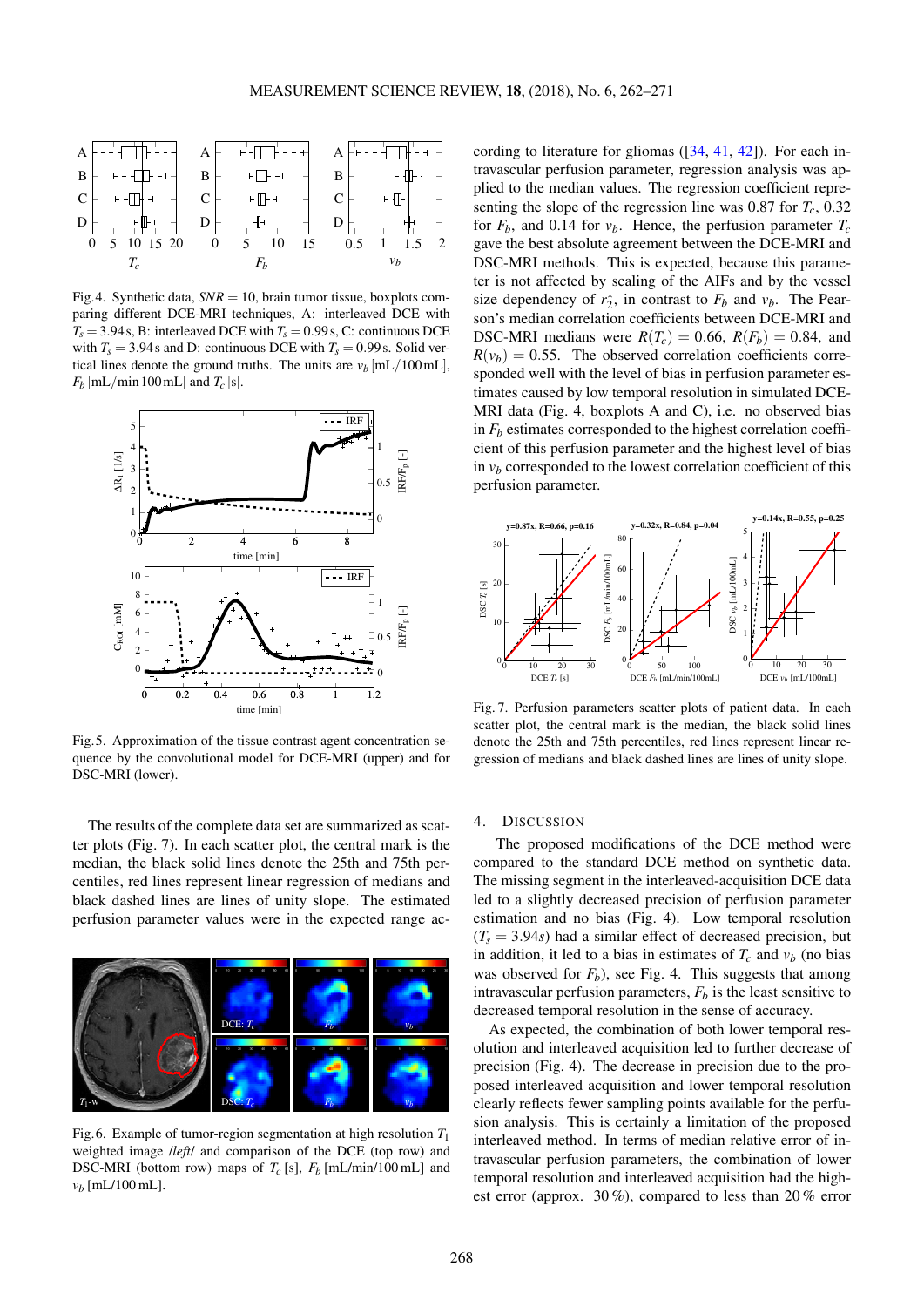Fig. 4. Synthetic data, $SNR = 10$, brain tumor tissue, boxplots comparing different DCE-MRI techniques, A: interleaved DCE with $T_s = 3.94$ s, B: interleaved DCE with $T_s = 0.99$ s, C: continuous DCE with $T_s = 3.94$ s and D: continuous DCE with $T_s = 0.99$ s. Solid vertical lines denote the ground truths. The units are $v_b$ [mL/100 mL], $F_b$ [mL/min 100 mL] and $T_c$ [s].

Fig. 5. Approximation of the tissue contrast agent concentration sequence by the convolutional model for DCE-MRI (upper) and for DSC-MRI (lower).

The results of the complete data set are summarized as scatter plots (Fig. 7). In each scatter plot, the central mark is the median, the black solid lines denote the 25th and 75th percentiles, red lines represent linear regression of medians and black dashed lines are lines of unity slope. The estimated perfusion parameter values were in the expected range according to literature for gliomas ([34, 41, 42]). For each intravascular perfusion parameter, regression analysis was applied to the median values. The regression coefficient representing the slope of the regression line was 0.87 for $T_c$, 0.32 for $F_b$, and 0.14 for $v_b$. Hence, the perfusion parameter $T_c$ gave the best absolute agreement between the DCE-MRI and DSC-MRI methods. This is expected, because this parameter is not affected by scaling of the AIFs and by the vessel size dependency of $r_2^*$, in contrast to $F_b$ and $v_b$. The Pearson's median correlation coefficients between DCE-MRI and DSC-MRI medians were $R(T_c) = 0.66$, $R(F_b) = 0.84$, and $R(v_b) = 0.55$. The observed correlation coefficients corresponded well with the level of bias in perfusion parameter estimates caused by low temporal resolution in simulated DCE-MRI data (Fig. 4, boxplots A and C), i.e. no observed bias in $F_b$ estimates corresponded to the highest correlation coefficient of this perfusion parameter and the highest level of bias in $v_b$ corresponded to the lowest correlation coefficient of this perfusion parameter.

Fig. 6. Example of tumor-region segmentation at high resolution $T_1$ weighted image /left/ and comparison of the DCE (top row) and DSC-MRI (bottom row) maps of $T_c$ [s], $F_b$ [mL/min/100 mL] and $v_b$ [mL/100 mL].

Fig. 7. Perfusion parameters scatter plots of patient data. In each scatter plot, the central mark is the median, the black solid lines denote the 25th and 75th percentiles, red lines represent linear regression of medians and black dashed lines are lines of unity slope.

## 4. Discussion

The proposed modifications of the DCE method were compared to the standard DCE method on synthetic data. The missing segment in the interleaved-acquisition DCE data led to a slightly decreased precision of perfusion parameter estimation and no bias (Fig. 4). Low temporal resolution ($T_s = 3.94s$) had a similar effect of decreased precision, but in addition, it led to a bias in estimates of $T_c$ and $v_b$ (no bias was observed for $F_b$), see Fig. 4. This suggests that among intravascular perfusion parameters, $F_b$ is the least sensitive to decreased temporal resolution in the sense of accuracy.

As expected, the combination of both lower temporal resolution and interleaved acquisition led to further decrease of precision (Fig. 4). The decrease in precision due to the proposed interleaved acquisition and lower temporal resolution clearly reflects fewer sampling points available for the perfusion analysis. This is certainly a limitation of the proposed interleaved method. In terms of median relative error of intravascular perfusion parameters, the combination of lower temporal resolution and interleaved acquisition had the highest error (approx. 30 %), compared to less than 20 % error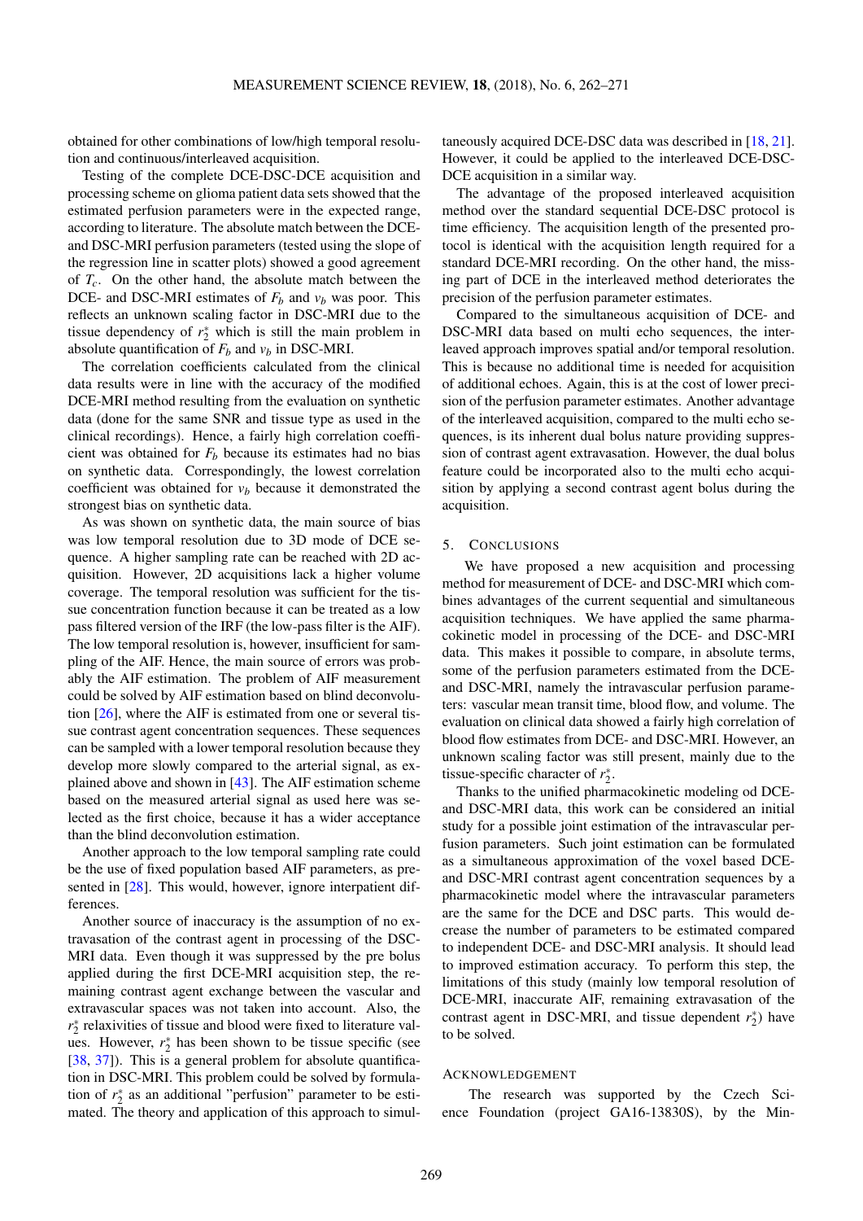obtained for other combinations of low/high temporal resolution and continuous/interleaved acquisition.

Testing of the complete DCE-DSC-DCE acquisition and processing scheme on glioma patient data sets showed that the estimated perfusion parameters were in the expected range, according to literature. The absolute match between the DCE- and DSC-MRI perfusion parameters (tested using the slope of the regression line in scatter plots) showed a good agreement of $T_c$. On the other hand, the absolute match between the DCE- and DSC-MRI estimates of $F_b$ and $v_b$ was poor. This reflects an unknown scaling factor in DSC-MRI due to the tissue dependency of $r_2^*$ which is still the main problem in absolute quantification of $F_b$ and $v_b$ in DSC-MRI.

The correlation coefficients calculated from the clinical data results were in line with the accuracy of the modified DCE-MRI method resulting from the evaluation on synthetic data (done for the same SNR and tissue type as used in the clinical recordings). Hence, a fairly high correlation coefficient was obtained for $F_b$ because its estimates had no bias on synthetic data. Correspondingly, the lowest correlation coefficient was obtained for $v_b$ because it demonstrated the strongest bias on synthetic data.

As was shown on synthetic data, the main source of bias was low temporal resolution due to 3D mode of DCE sequence. A higher sampling rate can be reached with 2D acquisition. However, 2D acquisitions lack a higher volume coverage. The temporal resolution was sufficient for the tissue concentration function because it can be treated as a low pass filtered version of the IRF (the low-pass filter is the AIF). The low temporal resolution is, however, insufficient for sampling of the AIF. Hence, the main source of errors was probably the AIF estimation. The problem of AIF measurement could be solved by AIF estimation based on blind deconvolution [26], where the AIF is estimated from one or several tissue contrast agent concentration sequences. These sequences can be sampled with a lower temporal resolution because they develop more slowly compared to the arterial signal, as explained above and shown in [43]. The AIF estimation scheme based on the measured arterial signal as used here was selected as the first choice, because it has a wider acceptance than the blind deconvolution estimation.

Another approach to the low temporal sampling rate could be the use of fixed population based AIF parameters, as presented in [28]. This would, however, ignore interpatient differences.

Another source of inaccuracy is the assumption of no extravasation of the contrast agent in processing of the DSC-MRI data. Even though it was suppressed by the pre bolus applied during the first DCE-MRI acquisition step, the remaining contrast agent exchange between the vascular and extravascular spaces was not taken into account. Also, the $r_2^*$ relaxivities of tissue and blood were fixed to literature values. However, $r_2^*$ has been shown to be tissue specific (see [38, 37]). This is a general problem for absolute quantification in DSC-MRI. This problem could be solved by formulation of $r_2^*$ as an additional "perfusion" parameter to be estimated. The theory and application of this approach to simultaneously acquired DCE-DSC data was described in [18, 21]. However, it could be applied to the interleaved DCE-DSC-DCE acquisition in a similar way.

The advantage of the proposed interleaved acquisition method over the standard sequential DCE-DSC protocol is time efficiency. The acquisition length of the presented protocol is identical with the acquisition length required for a standard DCE-MRI recording. On the other hand, the missing part of DCE in the interleaved method deteriorates the precision of the perfusion parameter estimates.

Compared to the simultaneous acquisition of DCE- and DSC-MRI data based on multi echo sequences, the interleaved approach improves spatial and/or temporal resolution. This is because no additional time is needed for acquisition of additional echoes. Again, this is at the cost of lower precision of the perfusion parameter estimates. Another advantage of the interleaved acquisition, compared to the multi echo sequences, is its inherent dual bolus nature providing suppression of contrast agent extravasation. However, the dual bolus feature could be incorporated also to the multi echo acquisition by applying a second contrast agent bolus during the acquisition.

## 5. Conclusions

We have proposed a new acquisition and processing method for measurement of DCE- and DSC-MRI which combines advantages of the current sequential and simultaneous acquisition techniques. We have applied the same pharmacokinetic model in processing of the DCE- and DSC-MRI data. This makes it possible to compare, in absolute terms, some of the perfusion parameters estimated from the DCE- and DSC-MRI, namely the intravascular perfusion parameters: vascular mean transit time, blood flow, and volume. The evaluation on clinical data showed a fairly high correlation of blood flow estimates from DCE- and DSC-MRI. However, an unknown scaling factor was still present, mainly due to the tissue-specific character of $r_2^*$.

Thanks to the unified pharmacokinetic modeling od DCE- and DSC-MRI data, this work can be considered an initial study for a possible joint estimation of the intravascular perfusion parameters. Such joint estimation can be formulated as a simultaneous approximation of the voxel based DCE- and DSC-MRI contrast agent concentration sequences by a pharmacokinetic model where the intravascular parameters are the same for the DCE and DSC parts. This would decrease the number of parameters to be estimated compared to independent DCE- and DSC-MRI analysis. It should lead to improved estimation accuracy. To perform this step, the limitations of this study (mainly low temporal resolution of DCE-MRI, inaccurate AIF, remaining extravasation of the contrast agent in DSC-MRI, and tissue dependent $r_2^*$) have to be solved.

## Acknowledgement

The research was supported by the Czech Science Foundation (project GA16-13830S), by the Min-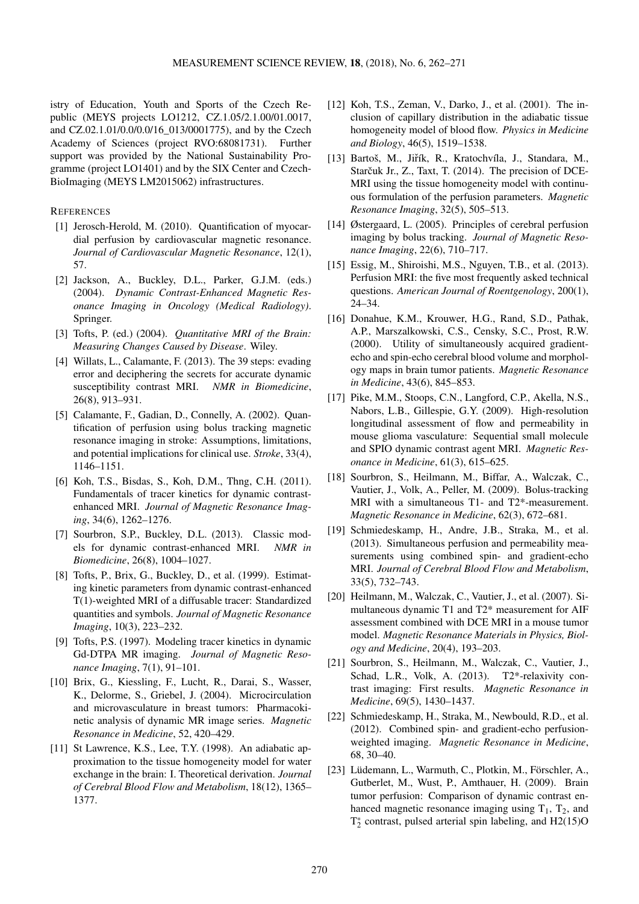istry of Education, Youth and Sports of the Czech Republic (MEYS projects LO1212, CZ.1.05/2.1.00/01.0017, and CZ.02.1.01/0.0/0.0/16_013/0001775), and by the Czech Academy of Sciences (project RVO:68081731). Further support was provided by the National Sustainability Programme (project LO1401) and by the SIX Center and Czech-BioImaging (MEYS LM2015062) infrastructures.

REFERENCES

[1] Jerosch-Herold, M. (2010). Quantification of myocardial perfusion by cardiovascular magnetic resonance. *Journal of Cardiovascular Magnetic Resonance*, 12(1), 57.

[2] Jackson, A., Buckley, D.L., Parker, G.J.M. (eds.) (2004). *Dynamic Contrast-Enhanced Magnetic Resonance Imaging in Oncology (Medical Radiology)*. Springer.

[3] Tofts, P. (ed.) (2004). *Quantitative MRI of the Brain: Measuring Changes Caused by Disease*. Wiley.

[4] Willats, L., Calamante, F. (2013). The 39 steps: evading error and deciphering the secrets for accurate dynamic susceptibility contrast MRI. *NMR in Biomedicine*, 26(8), 913–931.

[5] Calamante, F., Gadian, D., Connelly, A. (2002). Quantification of perfusion using bolus tracking magnetic resonance imaging in stroke: Assumptions, limitations, and potential implications for clinical use. *Stroke*, 33(4), 1146–1151.

[6] Koh, T.S., Bisdas, S., Koh, D.M., Thng, C.H. (2011). Fundamentals of tracer kinetics for dynamic contrast-enhanced MRI. *Journal of Magnetic Resonance Imaging*, 34(6), 1262–1276.

[7] Sourbron, S.P., Buckley, D.L. (2013). Classic models for dynamic contrast-enhanced MRI. *NMR in Biomedicine*, 26(8), 1004–1027.

[8] Tofts, P., Brix, G., Buckley, D., et al. (1999). Estimating kinetic parameters from dynamic contrast-enhanced T(1)-weighted MRI of a diffusable tracer: Standardized quantities and symbols. *Journal of Magnetic Resonance Imaging*, 10(3), 223–232.

[9] Tofts, P.S. (1997). Modeling tracer kinetics in dynamic Gd-DTPA MR imaging. *Journal of Magnetic Resonance Imaging*, 7(1), 91–101.

[10] Brix, G., Kiessling, F., Lucht, R., Darai, S., Wasser, K., Delorme, S., Griebel, J. (2004). Microcirculation and microvasculature in breast tumors: Pharmacokinetic analysis of dynamic MR image series. *Magnetic Resonance in Medicine*, 52, 420–429.

[11] St Lawrence, K.S., Lee, T.Y. (1998). An adiabatic approximation to the tissue homogeneity model for water exchange in the brain: I. Theoretical derivation. *Journal of Cerebral Blood Flow and Metabolism*, 18(12), 1365–1377.

[12] Koh, T.S., Zeman, V., Darko, J., et al. (2001). The inclusion of capillary distribution in the adiabatic tissue homogeneity model of blood flow. *Physics in Medicine and Biology*, 46(5), 1519–1538.

[13] Bartoš, M., Jiřík, R., Kratochvíla, J., Standara, M., Starčuk Jr., Z., Taxt, T. (2014). The precision of DCE-MRI using the tissue homogeneity model with continuous formulation of the perfusion parameters. *Magnetic Resonance Imaging*, 32(5), 505–513.

[14] Østergaard, L. (2005). Principles of cerebral perfusion imaging by bolus tracking. *Journal of Magnetic Resonance Imaging*, 22(6), 710–717.

[15] Essig, M., Shiroishi, M.S., Nguyen, T.B., et al. (2013). Perfusion MRI: the five most frequently asked technical questions. *American Journal of Roentgenology*, 200(1), 24–34.

[16] Donahue, K.M., Krouwer, H.G., Rand, S.D., Pathak, A.P., Marszalkowski, C.S., Censky, S.C., Prost, R.W. (2000). Utility of simultaneously acquired gradient-echo and spin-echo cerebral blood volume and morphology maps in brain tumor patients. *Magnetic Resonance in Medicine*, 43(6), 845–853.

[17] Pike, M.M., Stoops, C.N., Langford, C.P., Akella, N.S., Nabors, L.B., Gillespie, G.Y. (2009). High-resolution longitudinal assessment of flow and permeability in mouse glioma vasculature: Sequential small molecule and SPIO dynamic contrast agent MRI. *Magnetic Resonance in Medicine*, 61(3), 615–625.

[18] Sourbron, S., Heilmann, M., Biffar, A., Walczak, C., Vautier, J., Volk, A., Peller, M. (2009). Bolus-tracking MRI with a simultaneous T1- and T2*-measurement. *Magnetic Resonance in Medicine*, 62(3), 672–681.

[19] Schmiedeskamp, H., Andre, J.B., Straka, M., et al. (2013). Simultaneous perfusion and permeability measurements using combined spin- and gradient-echo MRI. *Journal of Cerebral Blood Flow and Metabolism*, 33(5), 732–743.

[20] Heilmann, M., Walczak, C., Vautier, J., et al. (2007). Simultaneous dynamic T1 and T2* measurement for AIF assessment combined with DCE MRI in a mouse tumor model. *Magnetic Resonance Materials in Physics, Biology and Medicine*, 20(4), 193–203.

[21] Sourbron, S., Heilmann, M., Walczak, C., Vautier, J., Schad, L.R., Volk, A. (2013). T2*-relaxivity contrast imaging: First results. *Magnetic Resonance in Medicine*, 69(5), 1430–1437.

[22] Schmiedeskamp, H., Straka, M., Newbould, R.D., et al. (2012). Combined spin- and gradient-echo perfusion-weighted imaging. *Magnetic Resonance in Medicine*, 68, 30–40.

[23] Lüdemann, L., Warmuth, C., Plotkin, M., Förschler, A., Gutberlet, M., Wust, P., Amthauer, H. (2009). Brain tumor perfusion: Comparison of dynamic contrast enhanced magnetic resonance imaging using $T_1$, $T_2$, and $T_2^*$ contrast, pulsed arterial spin labeling, and H2(15)O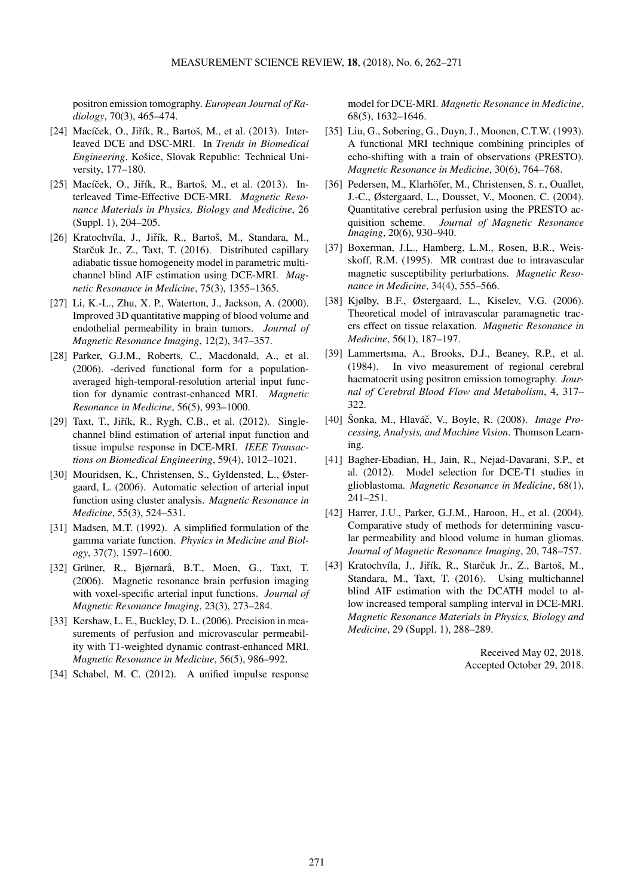positron emission tomography. *European Journal of Radiology*, 70(3), 465–474.

[24] Macíček, O., Jiřík, R., Bartoš, M., et al. (2013). Interleaved DCE and DSC-MRI. In *Trends in Biomedical Engineering*, Košice, Slovak Republic: Technical University, 177–180.

[25] Macíček, O., Jiřík, R., Bartoš, M., et al. (2013). Interleaved Time-Effective DCE-MRI. *Magnetic Resonance Materials in Physics, Biology and Medicine*, 26 (Suppl. 1), 204–205.

[26] Kratochvíla, J., Jiřík, R., Bartoš, M., Standara, M., Starčuk Jr., Z., Taxt, T. (2016). Distributed capillary adiabatic tissue homogeneity model in parametric multichannel blind AIF estimation using DCE-MRI. *Magnetic Resonance in Medicine*, 75(3), 1355–1365.

[27] Li, K.-L., Zhu, X. P., Waterton, J., Jackson, A. (2000). Improved 3D quantitative mapping of blood volume and endothelial permeability in brain tumors. *Journal of Magnetic Resonance Imaging*, 12(2), 347–357.

[28] Parker, G.J.M., Roberts, C., Macdonald, A., et al. (2006). -derived functional form for a population-averaged high-temporal-resolution arterial input function for dynamic contrast-enhanced MRI. *Magnetic Resonance in Medicine*, 56(5), 993–1000.

[29] Taxt, T., Jiřík, R., Rygh, C.B., et al. (2012). Single-channel blind estimation of arterial input function and tissue impulse response in DCE-MRI. *IEEE Transactions on Biomedical Engineering*, 59(4), 1012–1021.

[30] Mouridsen, K., Christensen, S., Gyldensted, L., Østergaard, L. (2006). Automatic selection of arterial input function using cluster analysis. *Magnetic Resonance in Medicine*, 55(3), 524–531.

[31] Madsen, M.T. (1992). A simplified formulation of the gamma variate function. *Physics in Medicine and Biology*, 37(7), 1597–1600.

[32] Grüner, R., Bjørnarå, B.T., Moen, G., Taxt, T. (2006). Magnetic resonance brain perfusion imaging with voxel-specific arterial input functions. *Journal of Magnetic Resonance Imaging*, 23(3), 273–284.

[33] Kershaw, L. E., Buckley, D. L. (2006). Precision in measurements of perfusion and microvascular permeability with T1-weighted dynamic contrast-enhanced MRI. *Magnetic Resonance in Medicine*, 56(5), 986–992.

[34] Schabel, M. C. (2012). A unified impulse response model for DCE-MRI. *Magnetic Resonance in Medicine*, 68(5), 1632–1646.

[35] Liu, G., Sobering, G., Duyn, J., Moonen, C.T.W. (1993). A functional MRI technique combining principles of echo-shifting with a train of observations (PRESTO). *Magnetic Resonance in Medicine*, 30(6), 764–768.

[36] Pedersen, M., Klarhöfer, M., Christensen, S. r., Ouallet, J.-C., Østergaard, L., Dousset, V., Moonen, C. (2004). Quantitative cerebral perfusion using the PRESTO acquisition scheme. *Journal of Magnetic Resonance Imaging*, 20(6), 930–940.

[37] Boxerman, J.L., Hamberg, L.M., Rosen, B.R., Weisskoff, R.M. (1995). MR contrast due to intravascular magnetic susceptibility perturbations. *Magnetic Resonance in Medicine*, 34(4), 555–566.

[38] Kjølby, B.F., Østergaard, L., Kiselev, V.G. (2006). Theoretical model of intravascular paramagnetic tracers effect on tissue relaxation. *Magnetic Resonance in Medicine*, 56(1), 187–197.

[39] Lammertsma, A., Brooks, D.J., Beaney, R.P., et al. (1984). In vivo measurement of regional cerebral haematocrit using positron emission tomography. *Journal of Cerebral Blood Flow and Metabolism*, 4, 317–322.

[40] Šonka, M., Hlaváč, V., Boyle, R. (2008). *Image Processing, Analysis, and Machine Vision*. Thomson Learning.

[41] Bagher-Ebadian, H., Jain, R., Nejad-Davarani, S.P., et al. (2012). Model selection for DCE-T1 studies in glioblastoma. *Magnetic Resonance in Medicine*, 68(1), 241–251.

[42] Harrer, J.U., Parker, G.J.M., Haroon, H., et al. (2004). Comparative study of methods for determining vascular permeability and blood volume in human gliomas. *Journal of Magnetic Resonance Imaging*, 20, 748–757.

[43] Kratochvíla, J., Jiřík, R., Starčuk Jr., Z., Bartoš, M., Standara, M., Taxt, T. (2016). Using multichannel blind AIF estimation with the DCATH model to allow increased temporal sampling interval in DCE-MRI. *Magnetic Resonance Materials in Physics, Biology and Medicine*, 29 (Suppl. 1), 288–289.

Received May 02, 2018.
Accepted October 29, 2018.